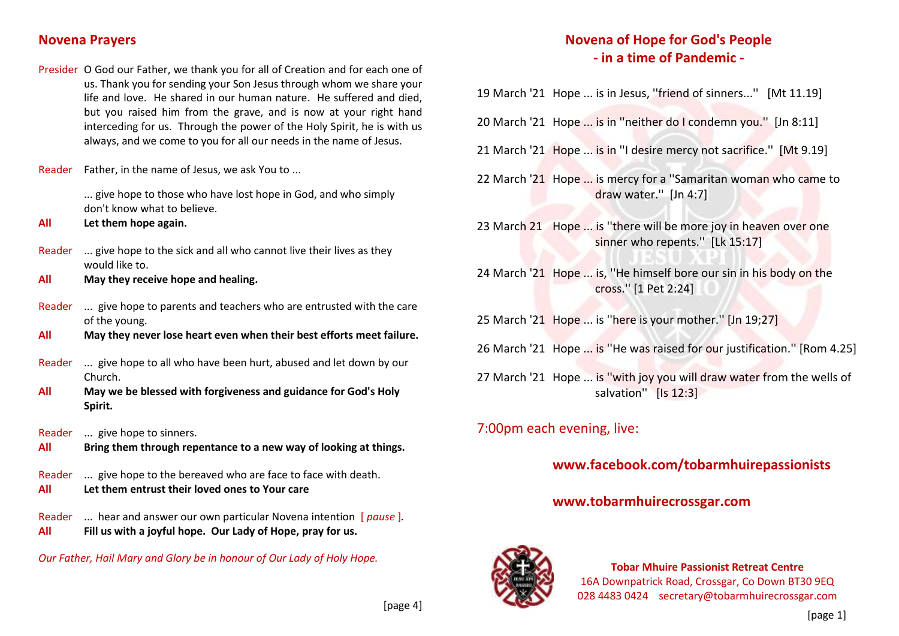## Novena Prayers

Presider O God our Father, we thank you for all of Creation and for each one of us. Thank you for sending your Son Jesus through whom we share your life and love. He shared in our human nature. He suffered and died, but you raised him from the grave, and is now at your right hand interceding for us. Through the power of the Holy Spirit, he is with us always, and we come to you for all our needs in the name of Jesus.

Reader Father, in the name of Jesus, we ask You to ...

... give hope to those who have lost hope in God, and who simply don't know what to believe.

**All Let them hope again.**

Reader ... give hope to the sick and all who cannot live their lives as they would like to.

**All May they receive hope and healing.**

Reader ... give hope to parents and teachers who are entrusted with the care of the young.

**All May they never lose heart even when their best efforts meet failure.**

Reader ... give hope to all who have been hurt, abused and let down by our Church.

**All May we be blessed with forgiveness and guidance for God's Holy Spirit.**

Reader ... give hope to sinners.

**All Bring them through repentance to a new way of looking at things.**

Reader ... give hope to the bereaved who are face to face with death.

**All Let them entrust their loved ones to Your care**

Reader ... hear and answer our own particular Novena intention [ *pause* ].

**All Fill us with a joyful hope. Our Lady of Hope, pray for us.**

*Our Father, Hail Mary and Glory be in honour of Our Lady of Holy Hope.*

## Novena of Hope for God's People
## - in a time of Pandemic -

19 March '21 Hope ... is in Jesus, "friend of sinners..." [Mt 11.19]

20 March '21 Hope ... is in "neither do I condemn you." [Jn 8:11]

21 March '21 Hope ... is in "I desire mercy not sacrifice." [Mt 9.19]

22 March '21 Hope ... is mercy for a "Samaritan woman who came to draw water." [Jn 4:7]

23 March 21 Hope ... is "there will be more joy in heaven over one sinner who repents." [Lk 15:17]

24 March '21 Hope ... is, "He himself bore our sin in his body on the cross." [1 Pet 2:24]

25 March '21 Hope ... is "here is your mother." [Jn 19;27]

26 March '21 Hope ... is "He was raised for our justification." [Rom 4.25]

27 March '21 Hope ... is "with joy you will draw water from the wells of salvation" [Is 12:3]

7:00pm each evening, live:

**www.facebook.com/tobarmhuirepassionists**

**www.tobarmhuirecrossgar.com**

**Tobar Mhuire Passionist Retreat Centre**
16A Downpatrick Road, Crossgar, Co Down BT30 9EQ
028 4483 0424 secretary@tobarmhuirecrossgar.com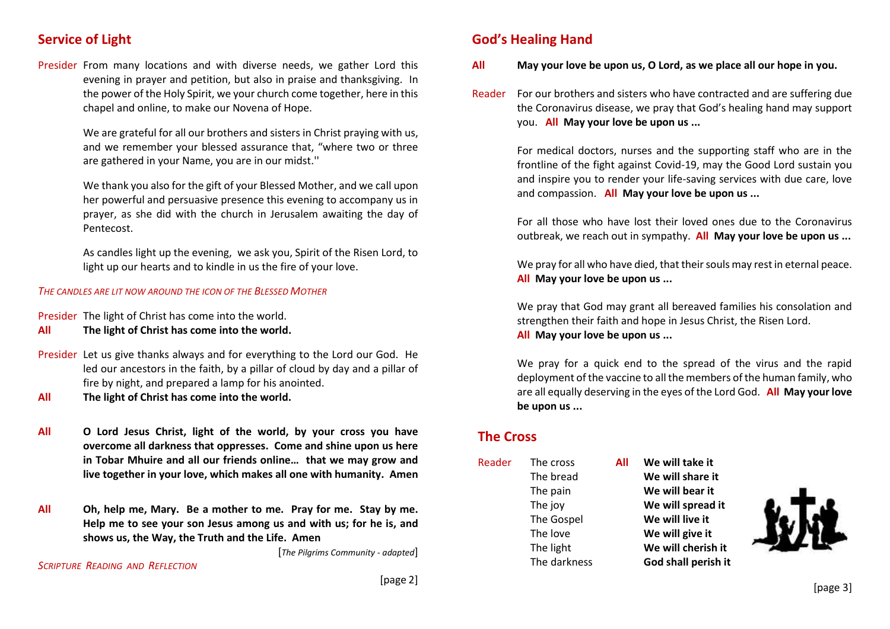## Service of Light

Presider From many locations and with diverse needs, we gather Lord this evening in prayer and petition, but also in praise and thanksgiving. In the power of the Holy Spirit, we your church come together, here in this chapel and online, to make our Novena of Hope.

We are grateful for all our brothers and sisters in Christ praying with us, and we remember your blessed assurance that, "where two or three are gathered in your Name, you are in our midst."

We thank you also for the gift of your Blessed Mother, and we call upon her powerful and persuasive presence this evening to accompany us in prayer, as she did with the church in Jerusalem awaiting the day of Pentecost.

As candles light up the evening, we ask you, Spirit of the Risen Lord, to light up our hearts and to kindle in us the fire of your love.

*THE CANDLES ARE LIT NOW AROUND THE ICON OF THE BLESSED MOTHER*

Presider The light of Christ has come into the world.
**All The light of Christ has come into the world.**

Presider Let us give thanks always and for everything to the Lord our God. He led our ancestors in the faith, by a pillar of cloud by day and a pillar of fire by night, and prepared a lamp for his anointed.
**All The light of Christ has come into the world.**

**All O Lord Jesus Christ, light of the world, by your cross you have overcome all darkness that oppresses. Come and shine upon us here in Tobar Mhuire and all our friends online… that we may grow and live together in your love, which makes all one with humanity. Amen**

**All Oh, help me, Mary. Be a mother to me. Pray for me. Stay by me. Help me to see your son Jesus among us and with us; for he is, and shows us, the Way, the Truth and the Life. Amen**

[*The Pilgrims Community - adapted*]

*SCRIPTURE READING AND REFLECTION*

## God's Healing Hand

**All May your love be upon us, O Lord, as we place all our hope in you.**

Reader For our brothers and sisters who have contracted and are suffering due the Coronavirus disease, we pray that God's healing hand may support you. **All May your love be upon us ...**

For medical doctors, nurses and the supporting staff who are in the frontline of the fight against Covid-19, may the Good Lord sustain you and inspire you to render your life-saving services with due care, love and compassion. **All May your love be upon us ...**

For all those who have lost their loved ones due to the Coronavirus outbreak, we reach out in sympathy. **All May your love be upon us ...**

We pray for all who have died, that their souls may rest in eternal peace. **All May your love be upon us ...**

We pray that God may grant all bereaved families his consolation and strengthen their faith and hope in Jesus Christ, the Risen Lord. **All May your love be upon us ...**

We pray for a quick end to the spread of the virus and the rapid deployment of the vaccine to all the members of the human family, who are all equally deserving in the eyes of the Lord God. **All May your love be upon us ...**

## The Cross

| Reader | | All | |
|---|---|---|---|
| | The cross | | **We will take it** |
| | The bread | | **We will share it** |
| | The pain | | **We will bear it** |
| | The joy | | **We will spread it** |
| | The Gospel | | **We will live it** |
| | The love | | **We will give it** |
| | The light | | **We will cherish it** |
| | The darkness | | **God shall perish it** |